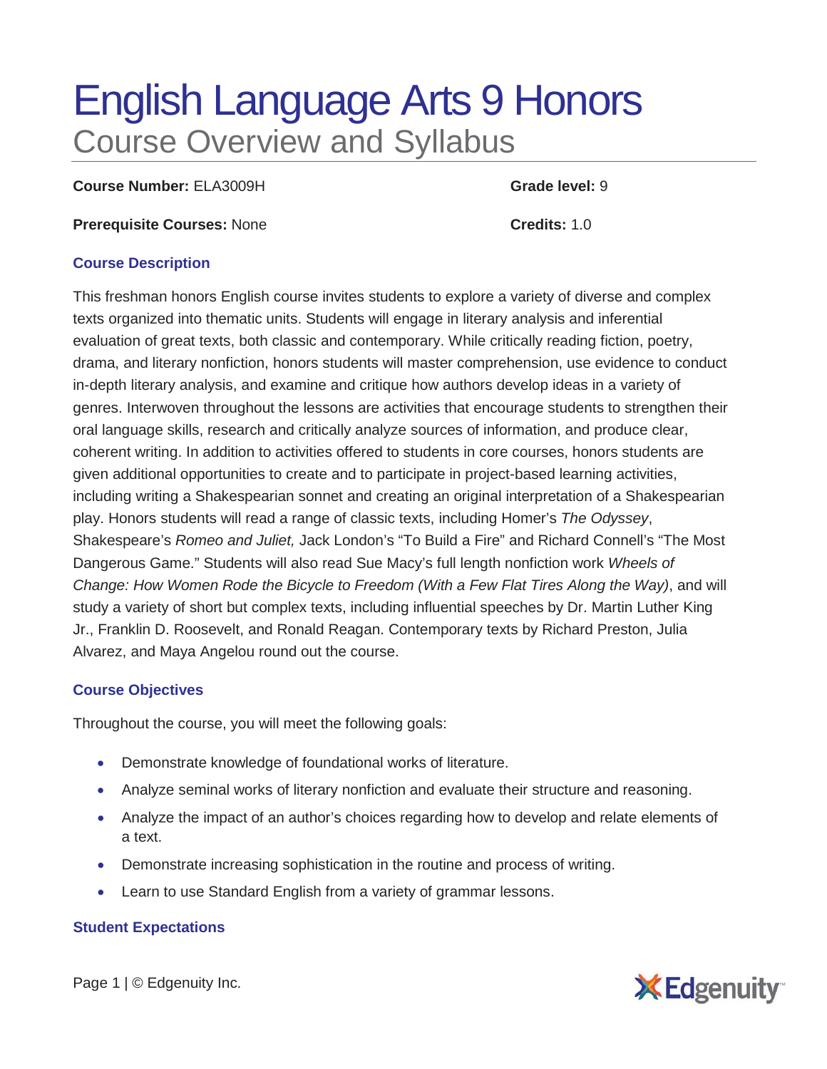# English Language Arts 9 Honors

## Course Overview and Syllabus

**Course Number:** ELA3009H

**Grade level:** 9

**Prerequisite Courses:** None

**Credits:** 1.0

### Course Description

This freshman honors English course invites students to explore a variety of diverse and complex texts organized into thematic units. Students will engage in literary analysis and inferential evaluation of great texts, both classic and contemporary. While critically reading fiction, poetry, drama, and literary nonfiction, honors students will master comprehension, use evidence to conduct in-depth literary analysis, and examine and critique how authors develop ideas in a variety of genres. Interwoven throughout the lessons are activities that encourage students to strengthen their oral language skills, research and critically analyze sources of information, and produce clear, coherent writing. In addition to activities offered to students in core courses, honors students are given additional opportunities to create and to participate in project-based learning activities, including writing a Shakespearian sonnet and creating an original interpretation of a Shakespearian play. Honors students will read a range of classic texts, including Homer's *The Odyssey*, Shakespeare's *Romeo and Juliet,* Jack London's "To Build a Fire" and Richard Connell's "The Most Dangerous Game." Students will also read Sue Macy's full length nonfiction work *Wheels of Change: How Women Rode the Bicycle to Freedom (With a Few Flat Tires Along the Way)*, and will study a variety of short but complex texts, including influential speeches by Dr. Martin Luther King Jr., Franklin D. Roosevelt, and Ronald Reagan. Contemporary texts by Richard Preston, Julia Alvarez, and Maya Angelou round out the course.

### Course Objectives

Throughout the course, you will meet the following goals:

- Demonstrate knowledge of foundational works of literature.
- Analyze seminal works of literary nonfiction and evaluate their structure and reasoning.
- Analyze the impact of an author's choices regarding how to develop and relate elements of a text.
- Demonstrate increasing sophistication in the routine and process of writing.
- Learn to use Standard English from a variety of grammar lessons.

### Student Expectations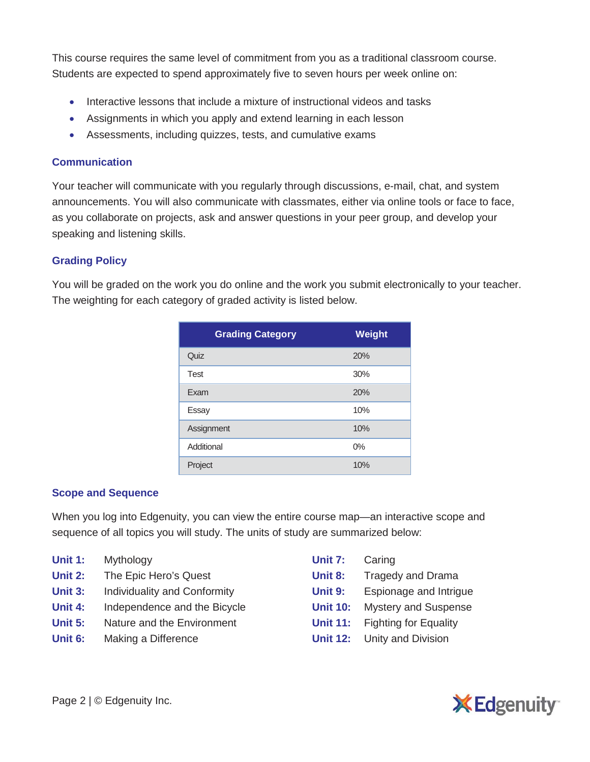This course requires the same level of commitment from you as a traditional classroom course. Students are expected to spend approximately five to seven hours per week online on:

- Interactive lessons that include a mixture of instructional videos and tasks
- Assignments in which you apply and extend learning in each lesson
- Assessments, including quizzes, tests, and cumulative exams

### Communication

Your teacher will communicate with you regularly through discussions, e-mail, chat, and system announcements. You will also communicate with classmates, either via online tools or face to face, as you collaborate on projects, ask and answer questions in your peer group, and develop your speaking and listening skills.

### Grading Policy

You will be graded on the work you do online and the work you submit electronically to your teacher. The weighting for each category of graded activity is listed below.

| Grading Category | Weight |
| --- | --- |
| Quiz | 20% |
| Test | 30% |
| Exam | 20% |
| Essay | 10% |
| Assignment | 10% |
| Additional | 0% |
| Project | 10% |

### Scope and Sequence

When you log into Edgenuity, you can view the entire course map—an interactive scope and sequence of all topics you will study. The units of study are summarized below:

**Unit 1:** Mythology
**Unit 2:** The Epic Hero's Quest
**Unit 3:** Individuality and Conformity
**Unit 4:** Independence and the Bicycle
**Unit 5:** Nature and the Environment
**Unit 6:** Making a Difference
**Unit 7:** Caring
**Unit 8:** Tragedy and Drama
**Unit 9:** Espionage and Intrigue
**Unit 10:** Mystery and Suspense
**Unit 11:** Fighting for Equality
**Unit 12:** Unity and Division